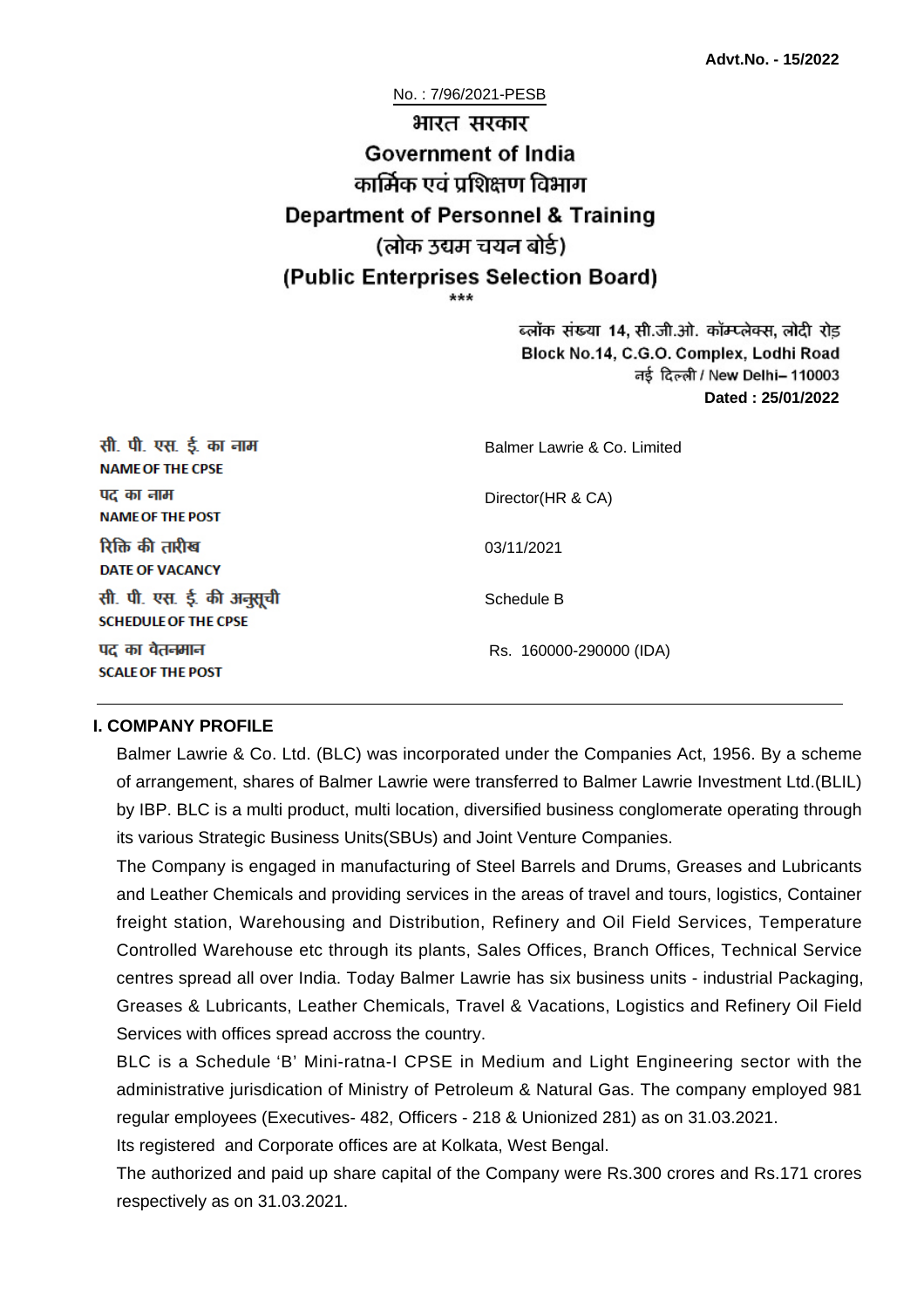**Advt.No. - 15/2022**

No. : 7/96/2021-PESB

# भारत सरकार
# Government of India
## कार्मिक एवं प्रशिक्षण विभाग
## Department of Personnel & Training
## (लोक उद्यम चयन बोर्ड)
## (Public Enterprises Selection Board)

\*\*\*

ब्लॉक संख्या 14, सी.जी.ओ. कॉम्प्लेक्स, लोदी रोड
Block No.14, C.G.O. Complex, Lodhi Road
नई दिल्ली / New Delhi– 110003
**Dated : 25/01/2022**

| | |
|---|---|
| सी. पी. एस. ई. का नाम<br>**NAME OF THE CPSE** | Balmer Lawrie & Co. Limited |
| पद का नाम<br>**NAME OF THE POST** | Director(HR & CA) |
| रिक्ति की तारीख<br>**DATE OF VACANCY** | 03/11/2021 |
| सी. पी. एस. ई. की अनुसूची<br>**SCHEDULE OF THE CPSE** | Schedule B |
| पद का वेतनमान<br>**SCALE OF THE POST** | Rs. 160000-290000 (IDA) |

### I. COMPANY PROFILE

Balmer Lawrie & Co. Ltd. (BLC) was incorporated under the Companies Act, 1956. By a scheme of arrangement, shares of Balmer Lawrie were transferred to Balmer Lawrie Investment Ltd.(BLIL) by IBP. BLC is a multi product, multi location, diversified business conglomerate operating through its various Strategic Business Units(SBUs) and Joint Venture Companies.

The Company is engaged in manufacturing of Steel Barrels and Drums, Greases and Lubricants and Leather Chemicals and providing services in the areas of travel and tours, logistics, Container freight station, Warehousing and Distribution, Refinery and Oil Field Services, Temperature Controlled Warehouse etc through its plants, Sales Offices, Branch Offices, Technical Service centres spread all over India. Today Balmer Lawrie has six business units - industrial Packaging, Greases & Lubricants, Leather Chemicals, Travel & Vacations, Logistics and Refinery Oil Field Services with offices spread accross the country.

BLC is a Schedule 'B' Mini-ratna-I CPSE in Medium and Light Engineering sector with the administrative jurisdication of Ministry of Petroleum & Natural Gas. The company employed 981 regular employees (Executives- 482, Officers - 218 & Unionized 281) as on 31.03.2021.

Its registered and Corporate offices are at Kolkata, West Bengal.

The authorized and paid up share capital of the Company were Rs.300 crores and Rs.171 crores respectively as on 31.03.2021.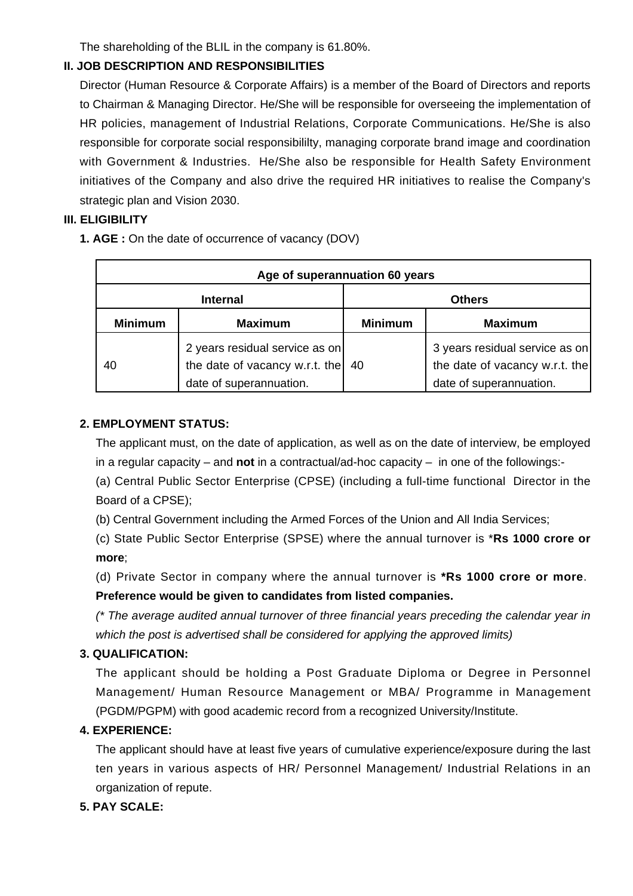The shareholding of the BLIL in the company is 61.80%.

## II. JOB DESCRIPTION AND RESPONSIBILITIES

Director (Human Resource & Corporate Affairs) is a member of the Board of Directors and reports to Chairman & Managing Director. He/She will be responsible for overseeing the implementation of HR policies, management of Industrial Relations, Corporate Communications. He/She is also responsible for corporate social responsibililty, managing corporate brand image and coordination with Government & Industries. He/She also be responsible for Health Safety Environment initiatives of the Company and also drive the required HR initiatives to realise the Company's strategic plan and Vision 2030.

## III. ELIGIBILITY

**1. AGE :** On the date of occurrence of vacancy (DOV)

| Age of superannuation 60 years | | | |
|---|---|---|---|
| **Internal** | | **Others** | |
| **Minimum** | **Maximum** | **Minimum** | **Maximum** |
| 40 | 2 years residual service as on the date of vacancy w.r.t. the date of superannuation. | 40 | 3 years residual service as on the date of vacancy w.r.t. the date of superannuation. |

**2. EMPLOYMENT STATUS:**

The applicant must, on the date of application, as well as on the date of interview, be employed in a regular capacity – and **not** in a contractual/ad-hoc capacity – in one of the followings:-

(a) Central Public Sector Enterprise (CPSE) (including a full-time functional Director in the Board of a CPSE);

(b) Central Government including the Armed Forces of the Union and All India Services;

(c) State Public Sector Enterprise (SPSE) where the annual turnover is ***Rs 1000 crore or more**;

(d) Private Sector in company where the annual turnover is ***Rs 1000 crore or more**.

**Preference would be given to candidates from listed companies.**

*(* The average audited annual turnover of three financial years preceding the calendar year in which the post is advertised shall be considered for applying the approved limits)*

**3. QUALIFICATION:**

The applicant should be holding a Post Graduate Diploma or Degree in Personnel Management/ Human Resource Management or MBA/ Programme in Management (PGDM/PGPM) with good academic record from a recognized University/Institute.

**4. EXPERIENCE:**

The applicant should have at least five years of cumulative experience/exposure during the last ten years in various aspects of HR/ Personnel Management/ Industrial Relations in an organization of repute.

**5. PAY SCALE:**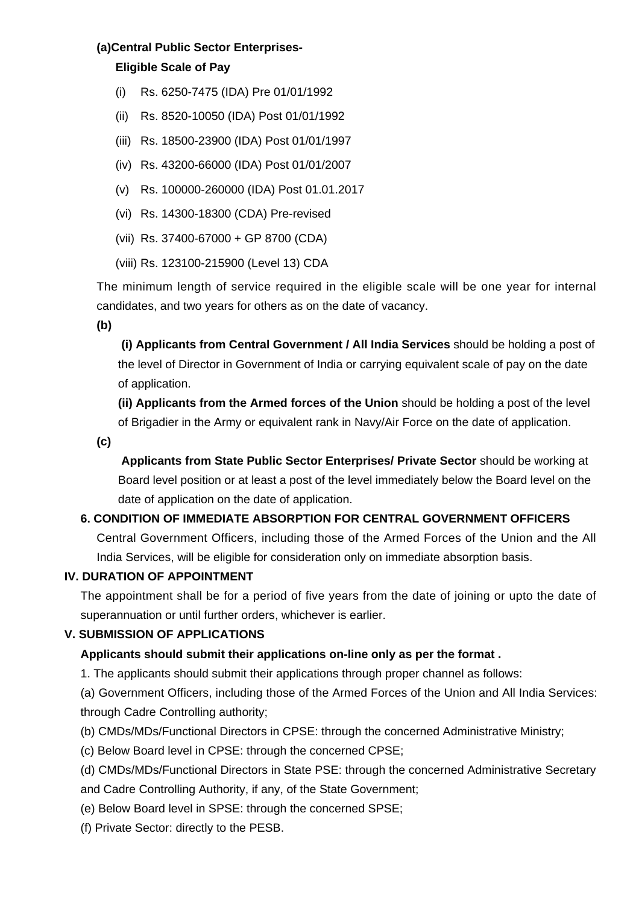**(a)Central Public Sector Enterprises-**

**Eligible Scale of Pay**

(i) Rs. 6250-7475 (IDA) Pre 01/01/1992

(ii) Rs. 8520-10050 (IDA) Post 01/01/1992

(iii) Rs. 18500-23900 (IDA) Post 01/01/1997

(iv) Rs. 43200-66000 (IDA) Post 01/01/2007

(v) Rs. 100000-260000 (IDA) Post 01.01.2017

(vi) Rs. 14300-18300 (CDA) Pre-revised

(vii) Rs. 37400-67000 + GP 8700 (CDA)

(viii) Rs. 123100-215900 (Level 13) CDA

The minimum length of service required in the eligible scale will be one year for internal candidates, and two years for others as on the date of vacancy.

**(b)**

**(i) Applicants from Central Government / All India Services** should be holding a post of the level of Director in Government of India or carrying equivalent scale of pay on the date of application.

**(ii) Applicants from the Armed forces of the Union** should be holding a post of the level of Brigadier in the Army or equivalent rank in Navy/Air Force on the date of application.

**(c)**

**Applicants from State Public Sector Enterprises/ Private Sector** should be working at Board level position or at least a post of the level immediately below the Board level on the date of application on the date of application.

**6. CONDITION OF IMMEDIATE ABSORPTION FOR CENTRAL GOVERNMENT OFFICERS**

Central Government Officers, including those of the Armed Forces of the Union and the All India Services, will be eligible for consideration only on immediate absorption basis.

## IV. DURATION OF APPOINTMENT

The appointment shall be for a period of five years from the date of joining or upto the date of superannuation or until further orders, whichever is earlier.

## V. SUBMISSION OF APPLICATIONS

**Applicants should submit their applications on-line only as per the format .**

1. The applicants should submit their applications through proper channel as follows:

(a) Government Officers, including those of the Armed Forces of the Union and All India Services: through Cadre Controlling authority;

(b) CMDs/MDs/Functional Directors in CPSE: through the concerned Administrative Ministry;

(c) Below Board level in CPSE: through the concerned CPSE;

(d) CMDs/MDs/Functional Directors in State PSE: through the concerned Administrative Secretary and Cadre Controlling Authority, if any, of the State Government;

(e) Below Board level in SPSE: through the concerned SPSE;

(f) Private Sector: directly to the PESB.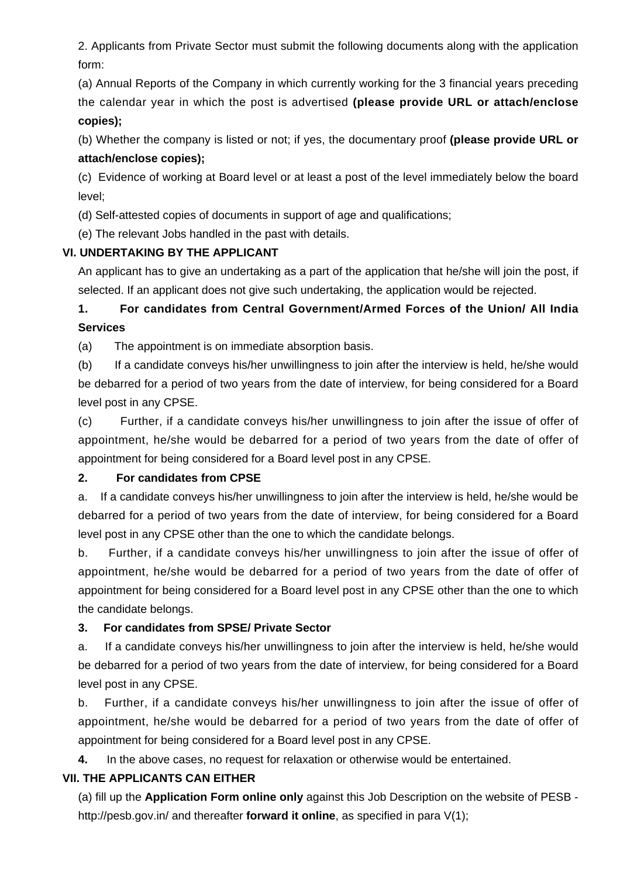2. Applicants from Private Sector must submit the following documents along with the application form:

(a) Annual Reports of the Company in which currently working for the 3 financial years preceding the calendar year in which the post is advertised **(please provide URL or attach/enclose copies);**

(b) Whether the company is listed or not; if yes, the documentary proof **(please provide URL or attach/enclose copies);**

(c) Evidence of working at Board level or at least a post of the level immediately below the board level;

(d) Self-attested copies of documents in support of age and qualifications;

(e) The relevant Jobs handled in the past with details.

### VI. UNDERTAKING BY THE APPLICANT

An applicant has to give an undertaking as a part of the application that he/she will join the post, if selected. If an applicant does not give such undertaking, the application would be rejected.

**1. For candidates from Central Government/Armed Forces of the Union/ All India Services**

(a) The appointment is on immediate absorption basis.

(b) If a candidate conveys his/her unwillingness to join after the interview is held, he/she would be debarred for a period of two years from the date of interview, for being considered for a Board level post in any CPSE.

(c) Further, if a candidate conveys his/her unwillingness to join after the issue of offer of appointment, he/she would be debarred for a period of two years from the date of offer of appointment for being considered for a Board level post in any CPSE.

**2. For candidates from CPSE**

a. If a candidate conveys his/her unwillingness to join after the interview is held, he/she would be debarred for a period of two years from the date of interview, for being considered for a Board level post in any CPSE other than the one to which the candidate belongs.

b. Further, if a candidate conveys his/her unwillingness to join after the issue of offer of appointment, he/she would be debarred for a period of two years from the date of offer of appointment for being considered for a Board level post in any CPSE other than the one to which the candidate belongs.

**3. For candidates from SPSE/ Private Sector**

a. If a candidate conveys his/her unwillingness to join after the interview is held, he/she would be debarred for a period of two years from the date of interview, for being considered for a Board level post in any CPSE.

b. Further, if a candidate conveys his/her unwillingness to join after the issue of offer of appointment, he/she would be debarred for a period of two years from the date of offer of appointment for being considered for a Board level post in any CPSE.

**4.** In the above cases, no request for relaxation or otherwise would be entertained.

### VII. THE APPLICANTS CAN EITHER

(a) fill up the **Application Form online only** against this Job Description on the website of PESB - http://pesb.gov.in/ and thereafter **forward it online**, as specified in para V(1);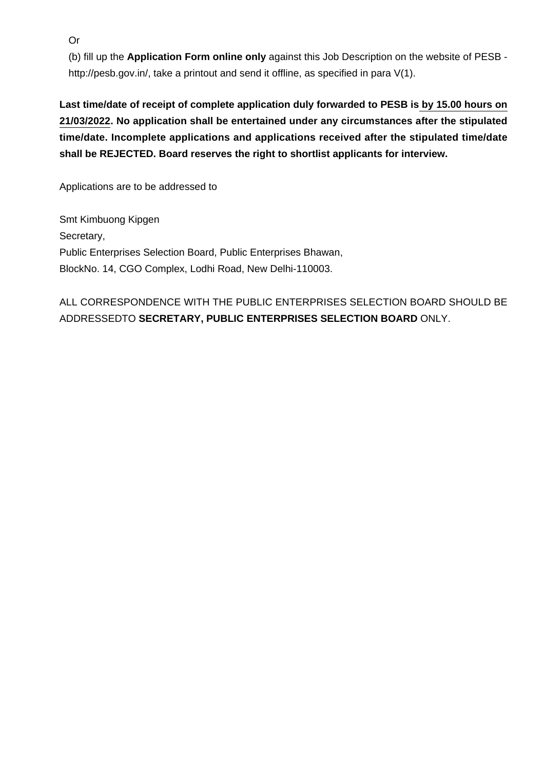Or

(b) fill up the **Application Form online only** against this Job Description on the website of PESB - http://pesb.gov.in/, take a printout and send it offline, as specified in para V(1).

**Last time/date of receipt of complete application duly forwarded to PESB is <u>by 15.00 hours on 21/03/2022</u>. No application shall be entertained under any circumstances after the stipulated time/date. Incomplete applications and applications received after the stipulated time/date shall be REJECTED. Board reserves the right to shortlist applicants for interview.**

Applications are to be addressed to

Smt Kimbuong Kipgen
Secretary,
Public Enterprises Selection Board, Public Enterprises Bhawan,
BlockNo. 14, CGO Complex, Lodhi Road, New Delhi-110003.

ALL CORRESPONDENCE WITH THE PUBLIC ENTERPRISES SELECTION BOARD SHOULD BE ADDRESSEDTO **SECRETARY, PUBLIC ENTERPRISES SELECTION BOARD** ONLY.